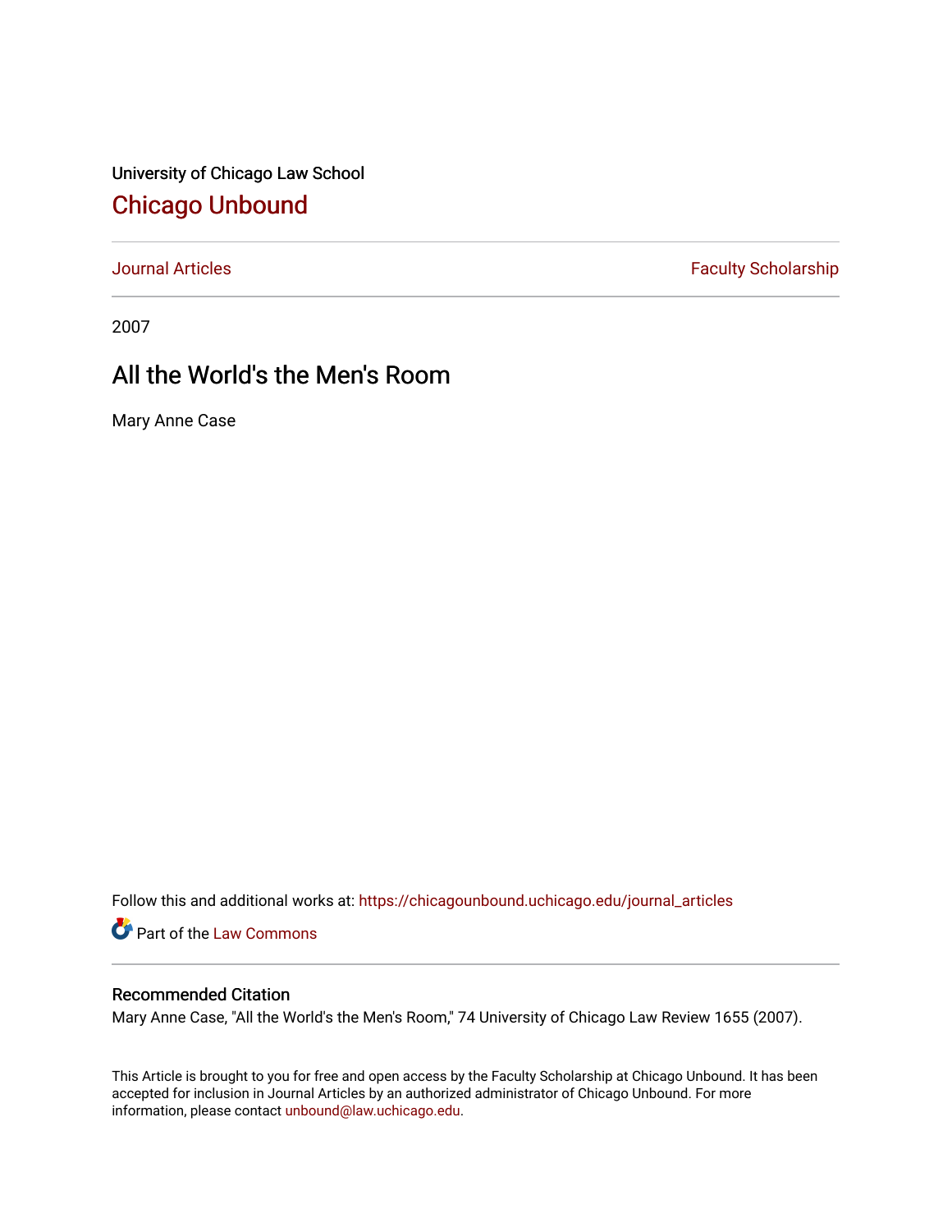University of Chicago Law School

# Chicago Unbound

Journal Articles | Faculty Scholarship

2007

## All the World's the Men's Room

Mary Anne Case

Follow this and additional works at: https://chicagounbound.uchicago.edu/journal_articles

Part of the Law Commons

### Recommended Citation

Mary Anne Case, "All the World's the Men's Room," 74 University of Chicago Law Review 1655 (2007).

This Article is brought to you for free and open access by the Faculty Scholarship at Chicago Unbound. It has been accepted for inclusion in Journal Articles by an authorized administrator of Chicago Unbound. For more information, please contact unbound@law.uchicago.edu.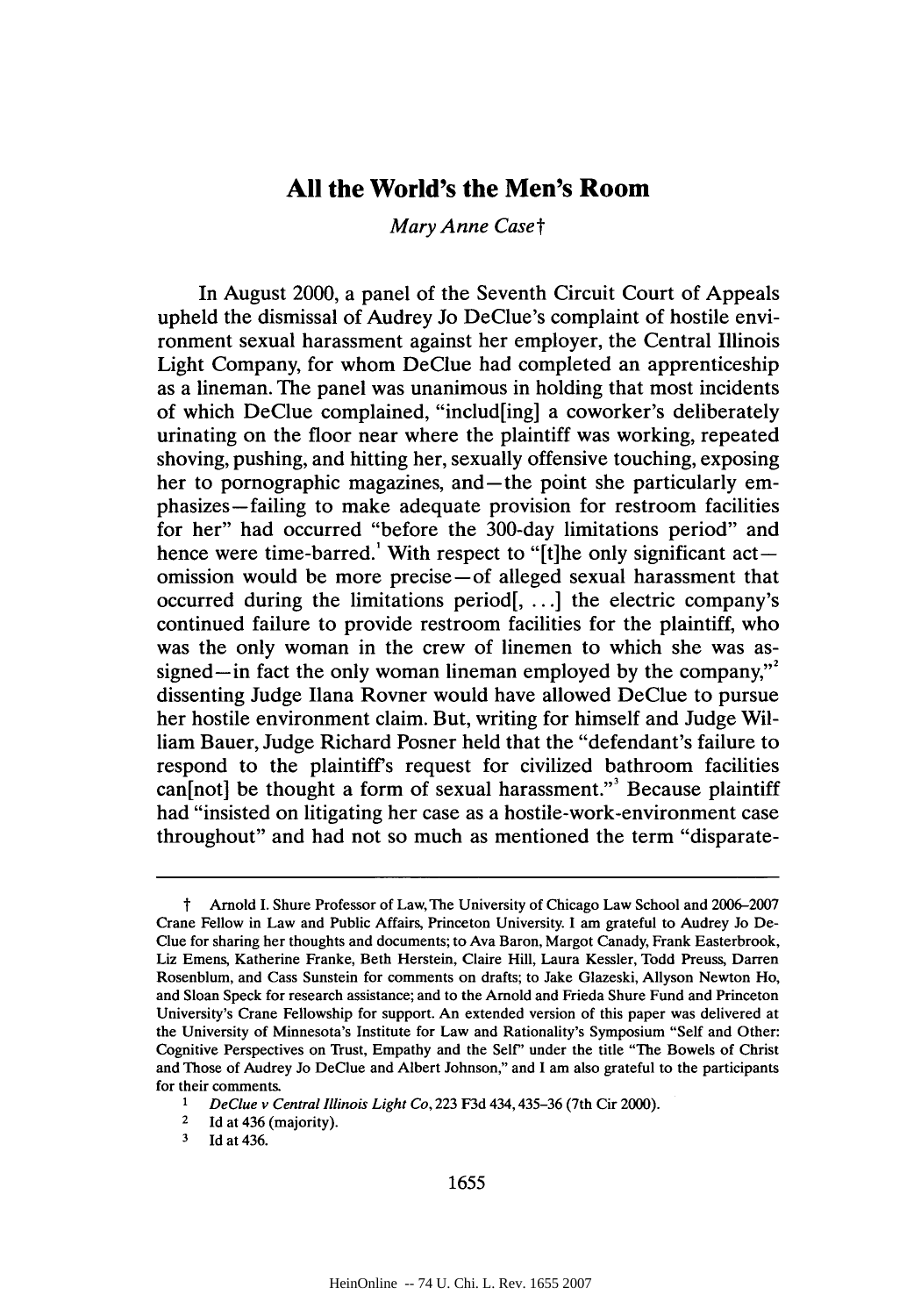# All the World's the Men's Room

*Mary Anne Case*†

In August 2000, a panel of the Seventh Circuit Court of Appeals upheld the dismissal of Audrey Jo DeClue's complaint of hostile environment sexual harassment against her employer, the Central Illinois Light Company, for whom DeClue had completed an apprenticeship as a lineman. The panel was unanimous in holding that most incidents of which DeClue complained, "includ[ing] a coworker's deliberately urinating on the floor near where the plaintiff was working, repeated shoving, pushing, and hitting her, sexually offensive touching, exposing her to pornographic magazines, and—the point she particularly emphasizes—failing to make adequate provision for restroom facilities for her" had occurred "before the 300-day limitations period" and hence were time-barred.[1] With respect to "[t]he only significant act—omission would be more precise—of alleged sexual harassment that occurred during the limitations period[, ...] the electric company's continued failure to provide restroom facilities for the plaintiff, who was the only woman in the crew of linemen to which she was assigned—in fact the only woman lineman employed by the company,"[2] dissenting Judge Ilana Rovner would have allowed DeClue to pursue her hostile environment claim. But, writing for himself and Judge William Bauer, Judge Richard Posner held that the "defendant's failure to respond to the plaintiff's request for civilized bathroom facilities can[not] be thought a form of sexual harassment."[3] Because plaintiff had "insisted on litigating her case as a hostile-work-environment case throughout" and had not so much as mentioned the term "disparate-

---

† Arnold I. Shure Professor of Law, The University of Chicago Law School and 2006–2007 Crane Fellow in Law and Public Affairs, Princeton University. I am grateful to Audrey Jo DeClue for sharing her thoughts and documents; to Ava Baron, Margot Canady, Frank Easterbrook, Liz Emens, Katherine Franke, Beth Herstein, Claire Hill, Laura Kessler, Todd Preuss, Darren Rosenblum, and Cass Sunstein for comments on drafts; to Jake Glazeski, Allyson Newton Ho, and Sloan Speck for research assistance; and to the Arnold and Frieda Shure Fund and Princeton University's Crane Fellowship for support. An extended version of this paper was delivered at the University of Minnesota's Institute for Law and Rationality's Symposium "Self and Other: Cognitive Perspectives on Trust, Empathy and the Self" under the title "The Bowels of Christ and Those of Audrey Jo DeClue and Albert Johnson," and I am also grateful to the participants for their comments.

1 *DeClue v Central Illinois Light Co*, 223 F3d 434, 435–36 (7th Cir 2000).

2 Id at 436 (majority).

3 Id at 436.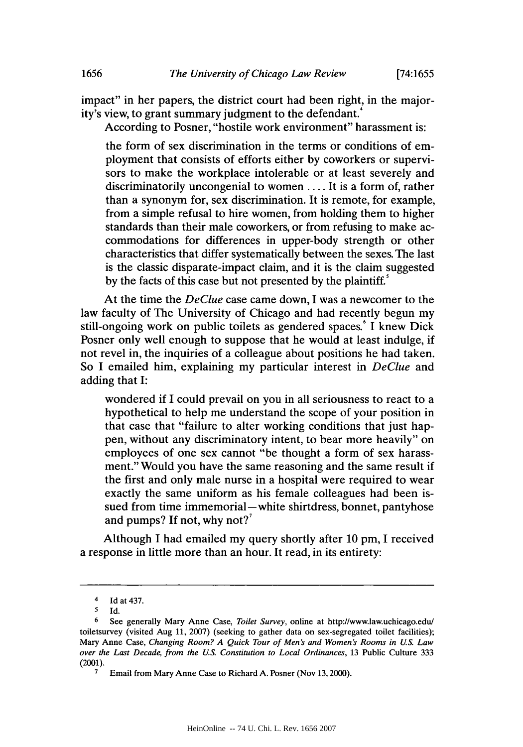impact" in her papers, the district court had been right, in the majority's view, to grant summary judgment to the defendant.[4]

According to Posner, "hostile work environment" harassment is:

> the form of sex discrimination in the terms or conditions of employment that consists of efforts either by coworkers or supervisors to make the workplace intolerable or at least severely and discriminatorily uncongenial to women .... It is a form of, rather than a synonym for, sex discrimination. It is remote, for example, from a simple refusal to hire women, from holding them to higher standards than their male coworkers, or from refusing to make accommodations for differences in upper-body strength or other characteristics that differ systematically between the sexes. The last is the classic disparate-impact claim, and it is the claim suggested by the facts of this case but not presented by the plaintiff.[5]

At the time the *DeClue* case came down, I was a newcomer to the law faculty of The University of Chicago and had recently begun my still-ongoing work on public toilets as gendered spaces.[6] I knew Dick Posner only well enough to suppose that he would at least indulge, if not revel in, the inquiries of a colleague about positions he had taken. So I emailed him, explaining my particular interest in *DeClue* and adding that I:

> wondered if I could prevail on you in all seriousness to react to a hypothetical to help me understand the scope of your position in that case that "failure to alter working conditions that just happen, without any discriminatory intent, to bear more heavily" on employees of one sex cannot "be thought a form of sex harassment." Would you have the same reasoning and the same result if the first and only male nurse in a hospital were required to wear exactly the same uniform as his female colleagues had been issued from time immemorial—white shirtdress, bonnet, pantyhose and pumps? If not, why not?[7]

Although I had emailed my query shortly after 10 pm, I received a response in little more than an hour. It read, in its entirety:

---

[4] Id at 437.

[5] Id.

[6] See generally Mary Anne Case, *Toilet Survey*, online at http://www.law.uchicago.edu/toiletsurvey (visited Aug 11, 2007) (seeking to gather data on sex-segregated toilet facilities); Mary Anne Case, *Changing Room? A Quick Tour of Men's and Women's Rooms in U.S. Law over the Last Decade, from the U.S. Constitution to Local Ordinances*, 13 Public Culture 333 (2001).

[7] Email from Mary Anne Case to Richard A. Posner (Nov 13, 2000).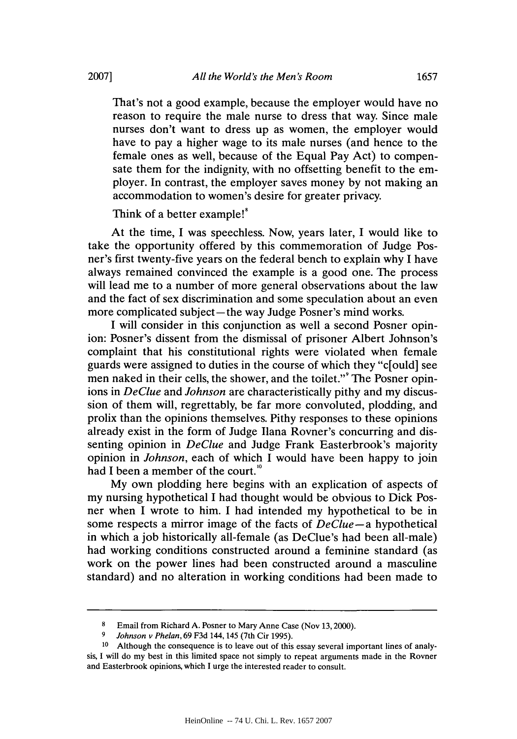That's not a good example, because the employer would have no reason to require the male nurse to dress that way. Since male nurses don't want to dress up as women, the employer would have to pay a higher wage to its male nurses (and hence to the female ones as well, because of the Equal Pay Act) to compensate them for the indignity, with no offsetting benefit to the employer. In contrast, the employer saves money by not making an accommodation to women's desire for greater privacy.

Think of a better example![8]

At the time, I was speechless. Now, years later, I would like to take the opportunity offered by this commemoration of Judge Posner's first twenty-five years on the federal bench to explain why I have always remained convinced the example is a good one. The process will lead me to a number of more general observations about the law and the fact of sex discrimination and some speculation about an even more complicated subject—the way Judge Posner's mind works.

I will consider in this conjunction as well a second Posner opinion: Posner's dissent from the dismissal of prisoner Albert Johnson's complaint that his constitutional rights were violated when female guards were assigned to duties in the course of which they "c[ould] see men naked in their cells, the shower, and the toilet."[9] The Posner opinions in *DeClue* and *Johnson* are characteristically pithy and my discussion of them will, regrettably, be far more convoluted, plodding, and prolix than the opinions themselves. Pithy responses to these opinions already exist in the form of Judge Ilana Rovner's concurring and dissenting opinion in *DeClue* and Judge Frank Easterbrook's majority opinion in *Johnson*, each of which I would have been happy to join had I been a member of the court.[10]

My own plodding here begins with an explication of aspects of my nursing hypothetical I had thought would be obvious to Dick Posner when I wrote to him. I had intended my hypothetical to be in some respects a mirror image of the facts of *DeClue*—a hypothetical in which a job historically all-female (as DeClue's had been all-male) had working conditions constructed around a feminine standard (as work on the power lines had been constructed around a masculine standard) and no alteration in working conditions had been made to

---

[8] Email from Richard A. Posner to Mary Anne Case (Nov 13, 2000).

[9] *Johnson v Phelan*, 69 F3d 144, 145 (7th Cir 1995).

[10] Although the consequence is to leave out of this essay several important lines of analysis, I will do my best in this limited space not simply to repeat arguments made in the Rovner and Easterbrook opinions, which I urge the interested reader to consult.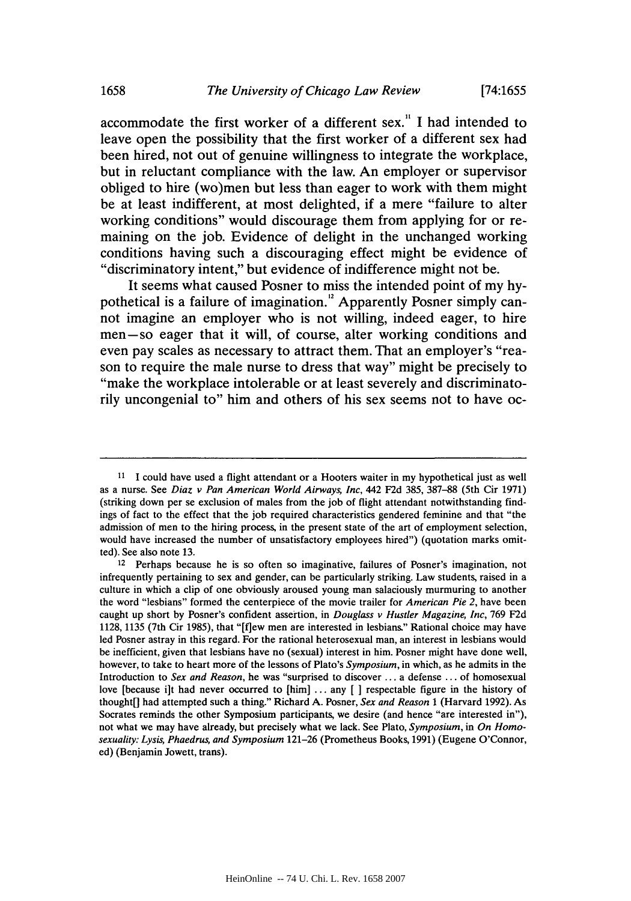accommodate the first worker of a different sex.[11] I had intended to leave open the possibility that the first worker of a different sex had been hired, not out of genuine willingness to integrate the workplace, but in reluctant compliance with the law. An employer or supervisor obliged to hire (wo)men but less than eager to work with them might be at least indifferent, at most delighted, if a mere "failure to alter working conditions" would discourage them from applying for or remaining on the job. Evidence of delight in the unchanged working conditions having such a discouraging effect might be evidence of "discriminatory intent," but evidence of indifference might not be.

It seems what caused Posner to miss the intended point of my hypothetical is a failure of imagination.[12] Apparently Posner simply cannot imagine an employer who is not willing, indeed eager, to hire men—so eager that it will, of course, alter working conditions and even pay scales as necessary to attract them. That an employer's "reason to require the male nurse to dress that way" might be precisely to "make the workplace intolerable or at least severely and discriminatorily uncongenial to" him and others of his sex seems not to have oc-

---

[11] I could have used a flight attendant or a Hooters waiter in my hypothetical just as well as a nurse. See *Diaz v Pan American World Airways, Inc*, 442 F2d 385, 387–88 (5th Cir 1971) (striking down per se exclusion of males from the job of flight attendant notwithstanding findings of fact to the effect that the job required characteristics gendered feminine and that "the admission of men to the hiring process, in the present state of the art of employment selection, would have increased the number of unsatisfactory employees hired") (quotation marks omitted). See also note 13.

[12] Perhaps because he is so often so imaginative, failures of Posner's imagination, not infrequently pertaining to sex and gender, can be particularly striking. Law students, raised in a culture in which a clip of one obviously aroused young man salaciously murmuring to another the word "lesbians" formed the centerpiece of the movie trailer for *American Pie 2*, have been caught up short by Posner's confident assertion, in *Douglass v Hustler Magazine, Inc*, 769 F2d 1128, 1135 (7th Cir 1985), that "[f]ew men are interested in lesbians." Rational choice may have led Posner astray in this regard. For the rational heterosexual man, an interest in lesbians would be inefficient, given that lesbians have no (sexual) interest in him. Posner might have done well, however, to take to heart more of the lessons of Plato's *Symposium*, in which, as he admits in the Introduction to *Sex and Reason*, he was "surprised to discover ... a defense ... of homosexual love [because i]t had never occurred to [him] ... any [ ] respectable figure in the history of thought[] had attempted such a thing." Richard A. Posner, *Sex and Reason* 1 (Harvard 1992). As Socrates reminds the other Symposium participants, we desire (and hence "are interested in"), not what we may have already, but precisely what we lack. See Plato, *Symposium*, in *On Homosexuality: Lysis, Phaedrus, and Symposium* 121–26 (Prometheus Books, 1991) (Eugene O'Connor, ed) (Benjamin Jowett, trans).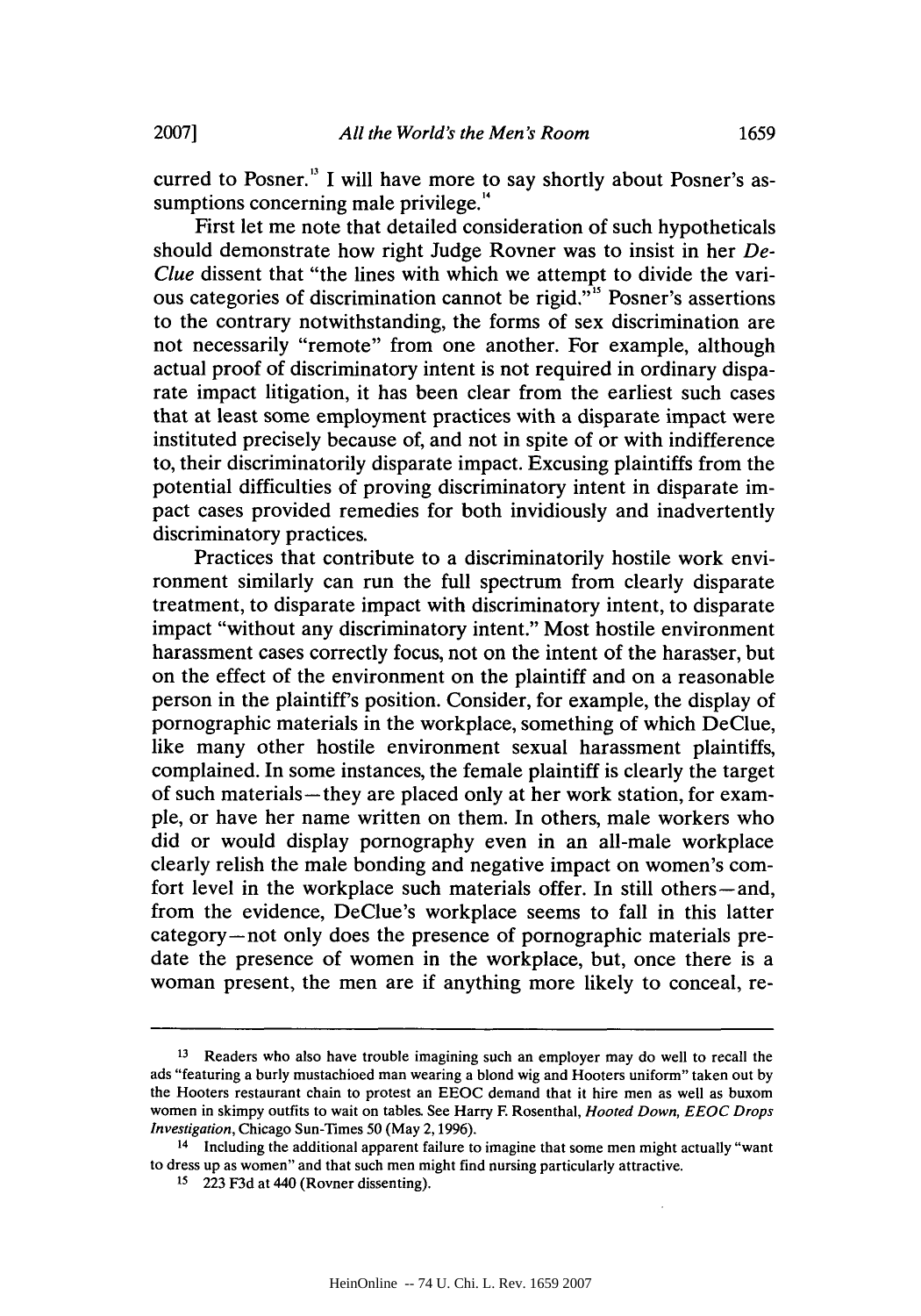curred to Posner.[13] I will have more to say shortly about Posner's assumptions concerning male privilege.[14]

First let me note that detailed consideration of such hypotheticals should demonstrate how right Judge Rovner was to insist in her *DeClue* dissent that "the lines with which we attempt to divide the various categories of discrimination cannot be rigid."[15] Posner's assertions to the contrary notwithstanding, the forms of sex discrimination are not necessarily "remote" from one another. For example, although actual proof of discriminatory intent is not required in ordinary disparate impact litigation, it has been clear from the earliest such cases that at least some employment practices with a disparate impact were instituted precisely because of, and not in spite of or with indifference to, their discriminatorily disparate impact. Excusing plaintiffs from the potential difficulties of proving discriminatory intent in disparate impact cases provided remedies for both invidiously and inadvertently discriminatory practices.

Practices that contribute to a discriminatorily hostile work environment similarly can run the full spectrum from clearly disparate treatment, to disparate impact with discriminatory intent, to disparate impact "without any discriminatory intent." Most hostile environment harassment cases correctly focus, not on the intent of the harasser, but on the effect of the environment on the plaintiff and on a reasonable person in the plaintiff's position. Consider, for example, the display of pornographic materials in the workplace, something of which DeClue, like many other hostile environment sexual harassment plaintiffs, complained. In some instances, the female plaintiff is clearly the target of such materials—they are placed only at her work station, for example, or have her name written on them. In others, male workers who did or would display pornography even in an all-male workplace clearly relish the male bonding and negative impact on women's comfort level in the workplace such materials offer. In still others—and, from the evidence, DeClue's workplace seems to fall in this latter category—not only does the presence of pornographic materials predate the presence of women in the workplace, but, once there is a woman present, the men are if anything more likely to conceal, re-

---

13 Readers who also have trouble imagining such an employer may do well to recall the ads "featuring a burly mustachioed man wearing a blond wig and Hooters uniform" taken out by the Hooters restaurant chain to protest an EEOC demand that it hire men as well as buxom women in skimpy outfits to wait on tables. See Harry F. Rosenthal, *Hooted Down, EEOC Drops Investigation*, Chicago Sun-Times 50 (May 2, 1996).

14 Including the additional apparent failure to imagine that some men might actually "want to dress up as women" and that such men might find nursing particularly attractive.

15 223 F3d at 440 (Rovner dissenting).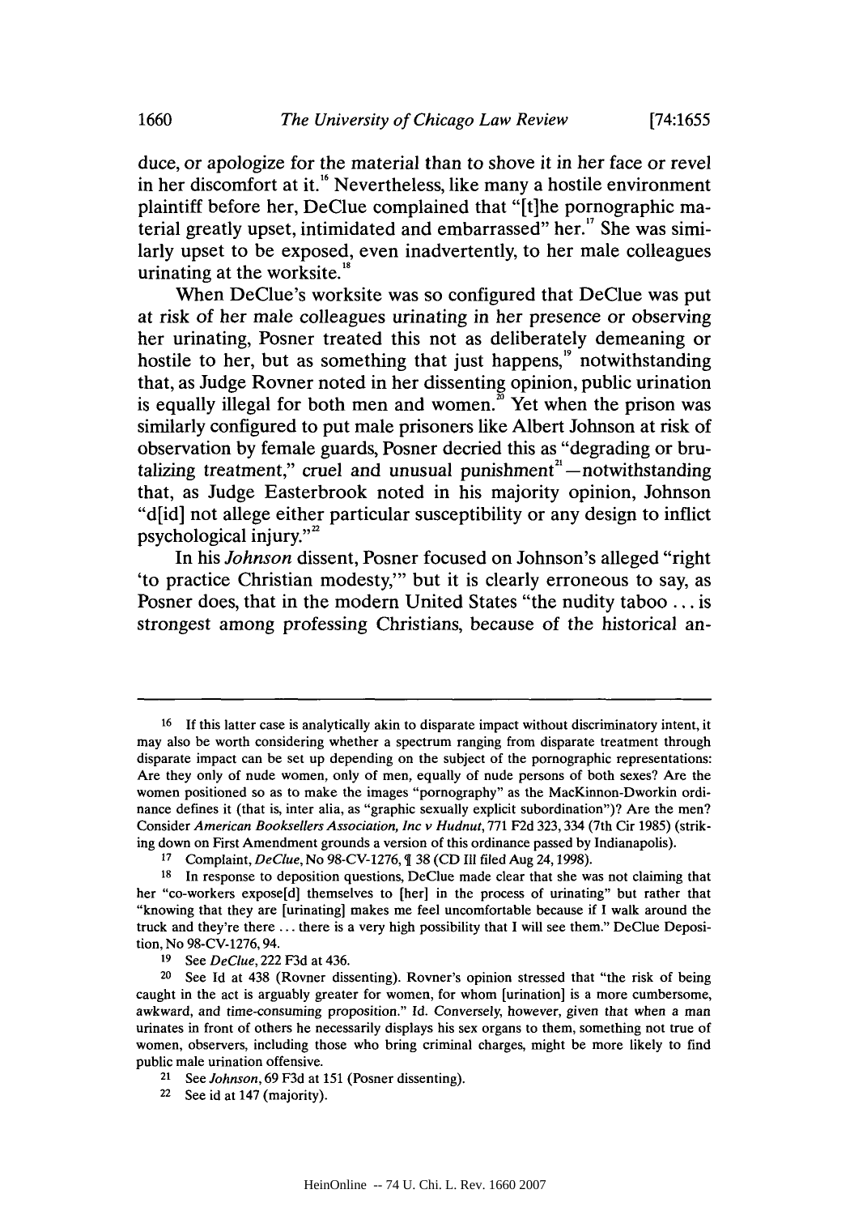duce, or apologize for the material than to shove it in her face or revel in her discomfort at it.[16] Nevertheless, like many a hostile environment plaintiff before her, DeClue complained that "[t]he pornographic material greatly upset, intimidated and embarrassed" her.[17] She was similarly upset to be exposed, even inadvertently, to her male colleagues urinating at the worksite.[18]

When DeClue's worksite was so configured that DeClue was put at risk of her male colleagues urinating in her presence or observing her urinating, Posner treated this not as deliberately demeaning or hostile to her, but as something that just happens,[19] notwithstanding that, as Judge Rovner noted in her dissenting opinion, public urination is equally illegal for both men and women.[20] Yet when the prison was similarly configured to put male prisoners like Albert Johnson at risk of observation by female guards, Posner decried this as "degrading or brutalizing treatment," cruel and unusual punishment[21]—notwithstanding that, as Judge Easterbrook noted in his majority opinion, Johnson "d[id] not allege either particular susceptibility or any design to inflict psychological injury."[22]

In his *Johnson* dissent, Posner focused on Johnson's alleged "right 'to practice Christian modesty,'" but it is clearly erroneous to say, as Posner does, that in the modern United States "the nudity taboo ... is strongest among professing Christians, because of the historical an-

---

16 If this latter case is analytically akin to disparate impact without discriminatory intent, it may also be worth considering whether a spectrum ranging from disparate treatment through disparate impact can be set up depending on the subject of the pornographic representations: Are they only of nude women, only of men, equally of nude persons of both sexes? Are the women positioned so as to make the images "pornography" as the MacKinnon-Dworkin ordinance defines it (that is, inter alia, as "graphic sexually explicit subordination")? Are the men? Consider *American Booksellers Association, Inc v Hudnut*, 771 F2d 323, 334 (7th Cir 1985) (striking down on First Amendment grounds a version of this ordinance passed by Indianapolis).

17 Complaint, *DeClue*, No 98-CV-1276, ¶ 38 (CD Ill filed Aug 24, 1998).

18 In response to deposition questions, DeClue made clear that she was not claiming that her "co-workers expose[d] themselves to [her] in the process of urinating" but rather that "knowing that they are [urinating] makes me feel uncomfortable because if I walk around the truck and they're there ... there is a very high possibility that I will see them." DeClue Deposition, No 98-CV-1276, 94.

19 See *DeClue*, 222 F3d at 436.

20 See Id at 438 (Rovner dissenting). Rovner's opinion stressed that "the risk of being caught in the act is arguably greater for women, for whom [urination] is a more cumbersome, awkward, and time-consuming proposition." Id. Conversely, however, given that when a man urinates in front of others he necessarily displays his sex organs to them, something not true of women, observers, including those who bring criminal charges, might be more likely to find public male urination offensive.

21 See *Johnson*, 69 F3d at 151 (Posner dissenting).

22 See id at 147 (majority).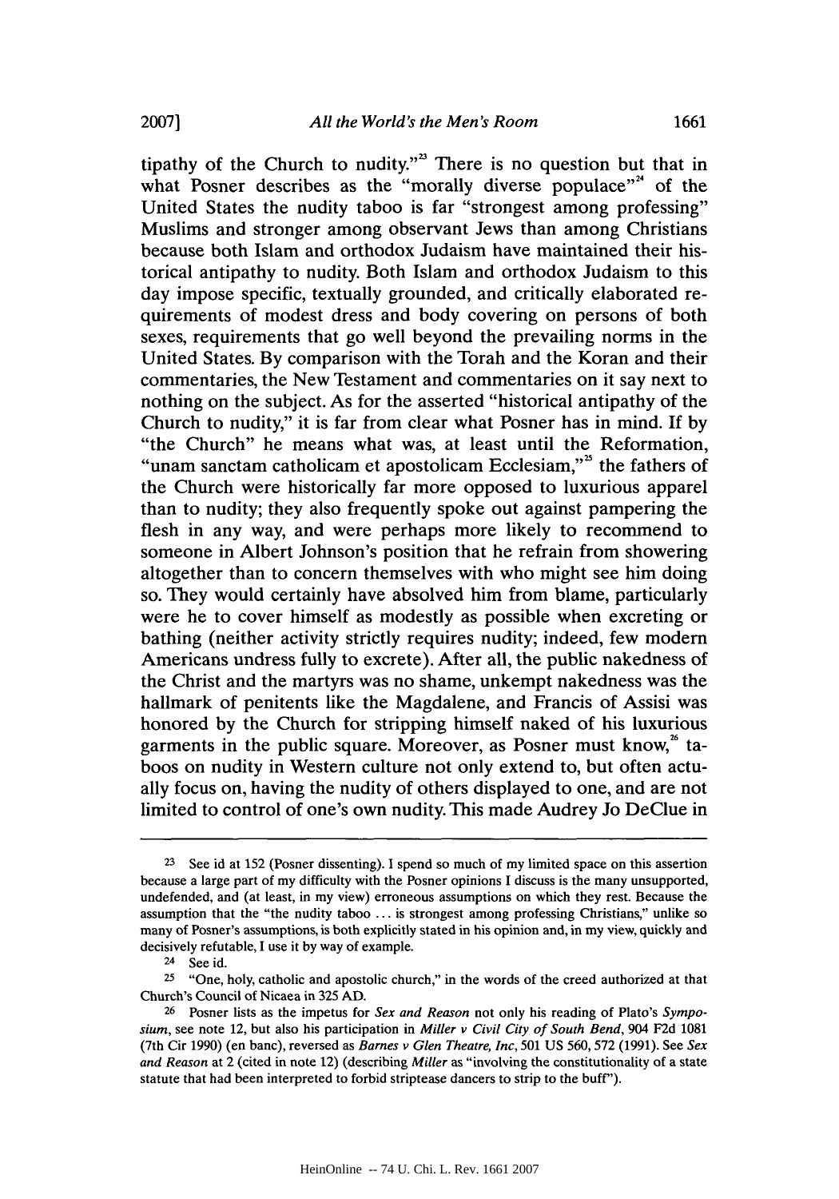tipathy of the Church to nudity."[23] There is no question but that in what Posner describes as the "morally diverse populace"[24] of the United States the nudity taboo is far "strongest among professing" Muslims and stronger among observant Jews than among Christians because both Islam and orthodox Judaism have maintained their historical antipathy to nudity. Both Islam and orthodox Judaism to this day impose specific, textually grounded, and critically elaborated requirements of modest dress and body covering on persons of both sexes, requirements that go well beyond the prevailing norms in the United States. By comparison with the Torah and the Koran and their commentaries, the New Testament and commentaries on it say next to nothing on the subject. As for the asserted "historical antipathy of the Church to nudity," it is far from clear what Posner has in mind. If by "the Church" he means what was, at least until the Reformation, "unam sanctam catholicam et apostolicam Ecclesiam,"[25] the fathers of the Church were historically far more opposed to luxurious apparel than to nudity; they also frequently spoke out against pampering the flesh in any way, and were perhaps more likely to recommend to someone in Albert Johnson's position that he refrain from showering altogether than to concern themselves with who might see him doing so. They would certainly have absolved him from blame, particularly were he to cover himself as modestly as possible when excreting or bathing (neither activity strictly requires nudity; indeed, few modern Americans undress fully to excrete). After all, the public nakedness of the Christ and the martyrs was no shame, unkempt nakedness was the hallmark of penitents like the Magdalene, and Francis of Assisi was honored by the Church for stripping himself naked of his luxurious garments in the public square. Moreover, as Posner must know,[26] taboos on nudity in Western culture not only extend to, but often actually focus on, having the nudity of others displayed to one, and are not limited to control of one's own nudity. This made Audrey Jo DeClue in

---

[23] See id at 152 (Posner dissenting). I spend so much of my limited space on this assertion because a large part of my difficulty with the Posner opinions I discuss is the many unsupported, undefended, and (at least, in my view) erroneous assumptions on which they rest. Because the assumption that the "the nudity taboo ... is strongest among professing Christians," unlike so many of Posner's assumptions, is both explicitly stated in his opinion and, in my view, quickly and decisively refutable, I use it by way of example.

[24] See id.

[25] "One, holy, catholic and apostolic church," in the words of the creed authorized at that Church's Council of Nicaea in 325 AD.

[26] Posner lists as the impetus for *Sex and Reason* not only his reading of Plato's *Symposium*, see note 12, but also his participation in *Miller v Civil City of South Bend*, 904 F2d 1081 (7th Cir 1990) (en banc), reversed as *Barnes v Glen Theatre, Inc*, 501 US 560, 572 (1991). See *Sex and Reason* at 2 (cited in note 12) (describing *Miller* as "involving the constitutionality of a state statute that had been interpreted to forbid striptease dancers to strip to the buff").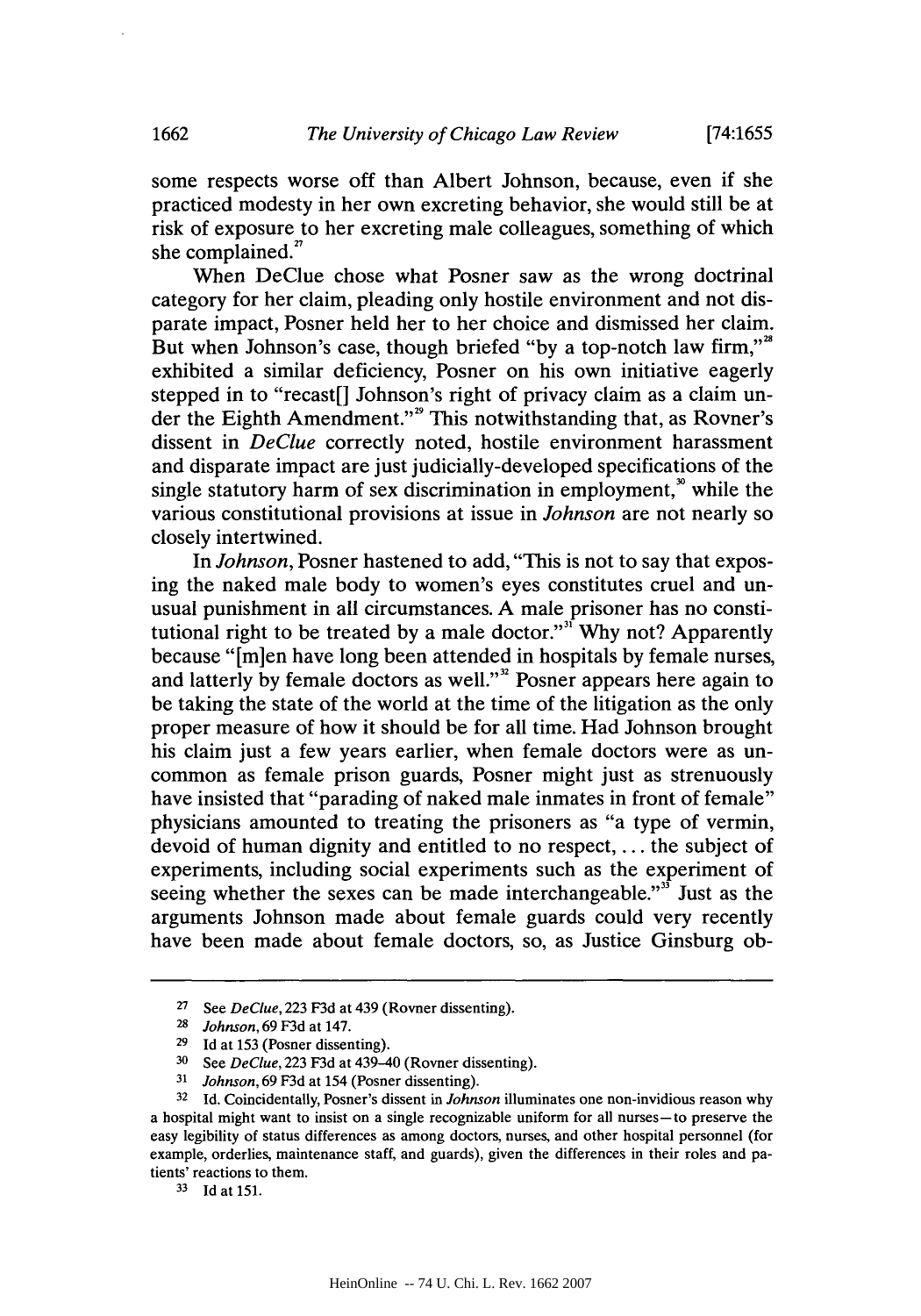some respects worse off than Albert Johnson, because, even if she practiced modesty in her own excreting behavior, she would still be at risk of exposure to her excreting male colleagues, something of which she complained.[27]

When DeClue chose what Posner saw as the wrong doctrinal category for her claim, pleading only hostile environment and not disparate impact, Posner held her to her choice and dismissed her claim. But when Johnson's case, though briefed "by a top-notch law firm,"[28] exhibited a similar deficiency, Posner on his own initiative eagerly stepped in to "recast[] Johnson's right of privacy claim as a claim under the Eighth Amendment."[29] This notwithstanding that, as Rovner's dissent in *DeClue* correctly noted, hostile environment harassment and disparate impact are just judicially-developed specifications of the single statutory harm of sex discrimination in employment,[30] while the various constitutional provisions at issue in *Johnson* are not nearly so closely intertwined.

In *Johnson*, Posner hastened to add, "This is not to say that exposing the naked male body to women's eyes constitutes cruel and unusual punishment in all circumstances. A male prisoner has no constitutional right to be treated by a male doctor."[31] Why not? Apparently because "[m]en have long been attended in hospitals by female nurses, and latterly by female doctors as well."[32] Posner appears here again to be taking the state of the world at the time of the litigation as the only proper measure of how it should be for all time. Had Johnson brought his claim just a few years earlier, when female doctors were as uncommon as female prison guards, Posner might just as strenuously have insisted that "parading of naked male inmates in front of female" physicians amounted to treating the prisoners as "a type of vermin, devoid of human dignity and entitled to no respect, ... the subject of experiments, including social experiments such as the experiment of seeing whether the sexes can be made interchangeable."[33] Just as the arguments Johnson made about female guards could very recently have been made about female doctors, so, as Justice Ginsburg ob-

---

27 See *DeClue*, 223 F3d at 439 (Rovner dissenting).

28 *Johnson*, 69 F3d at 147.

29 Id at 153 (Posner dissenting).

30 See *DeClue*, 223 F3d at 439–40 (Rovner dissenting).

31 *Johnson*, 69 F3d at 154 (Posner dissenting).

32 Id. Coincidentally, Posner's dissent in *Johnson* illuminates one non-invidious reason why a hospital might want to insist on a single recognizable uniform for all nurses—to preserve the easy legibility of status differences as among doctors, nurses, and other hospital personnel (for example, orderlies, maintenance staff, and guards), given the differences in their roles and patients' reactions to them.

33 Id at 151.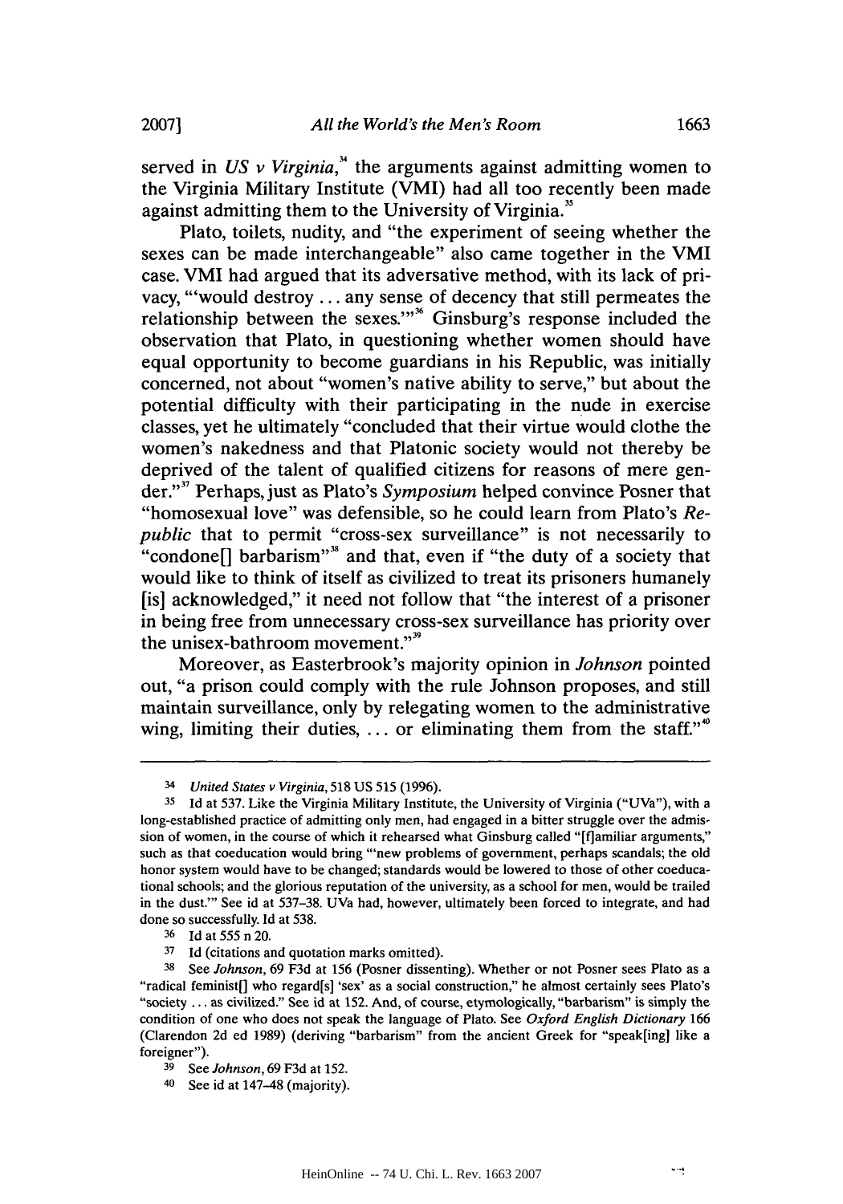served in *US v Virginia*,[34] the arguments against admitting women to the Virginia Military Institute (VMI) had all too recently been made against admitting them to the University of Virginia.[35]

Plato, toilets, nudity, and "the experiment of seeing whether the sexes can be made interchangeable" also came together in the VMI case. VMI had argued that its adversative method, with its lack of privacy, "'would destroy ... any sense of decency that still permeates the relationship between the sexes.'"[36] Ginsburg's response included the observation that Plato, in questioning whether women should have equal opportunity to become guardians in his Republic, was initially concerned, not about "women's native ability to serve," but about the potential difficulty with their participating in the nude in exercise classes, yet he ultimately "concluded that their virtue would clothe the women's nakedness and that Platonic society would not thereby be deprived of the talent of qualified citizens for reasons of mere gender."[37] Perhaps, just as Plato's *Symposium* helped convince Posner that "homosexual love" was defensible, so he could learn from Plato's *Republic* that to permit "cross-sex surveillance" is not necessarily to "condone[] barbarism"[38] and that, even if "the duty of a society that would like to think of itself as civilized to treat its prisoners humanely [is] acknowledged," it need not follow that "the interest of a prisoner in being free from unnecessary cross-sex surveillance has priority over the unisex-bathroom movement."[39]

Moreover, as Easterbrook's majority opinion in *Johnson* pointed out, "a prison could comply with the rule Johnson proposes, and still maintain surveillance, only by relegating women to the administrative wing, limiting their duties, ... or eliminating them from the staff."[40]

---

[34] *United States v Virginia*, 518 US 515 (1996).

[35] Id at 537. Like the Virginia Military Institute, the University of Virginia ("UVa"), with a long-established practice of admitting only men, had engaged in a bitter struggle over the admission of women, in the course of which it rehearsed what Ginsburg called "[f]amiliar arguments," such as that coeducation would bring "'new problems of government, perhaps scandals; the old honor system would have to be changed; standards would be lowered to those of other coeducational schools; and the glorious reputation of the university, as a school for men, would be trailed in the dust.'" See id at 537–38. UVa had, however, ultimately been forced to integrate, and had done so successfully. Id at 538.

[36] Id at 555 n 20.

[37] Id (citations and quotation marks omitted).

[38] See *Johnson*, 69 F3d at 156 (Posner dissenting). Whether or not Posner sees Plato as a "radical feminist[] who regard[s] 'sex' as a social construction," he almost certainly sees Plato's "society ... as civilized." See id at 152. And, of course, etymologically, "barbarism" is simply the condition of one who does not speak the language of Plato. See *Oxford English Dictionary* 166 (Clarendon 2d ed 1989) (deriving "barbarism" from the ancient Greek for "speak[ing] like a foreigner").

[39] See *Johnson*, 69 F3d at 152.

[40] See id at 147–48 (majority).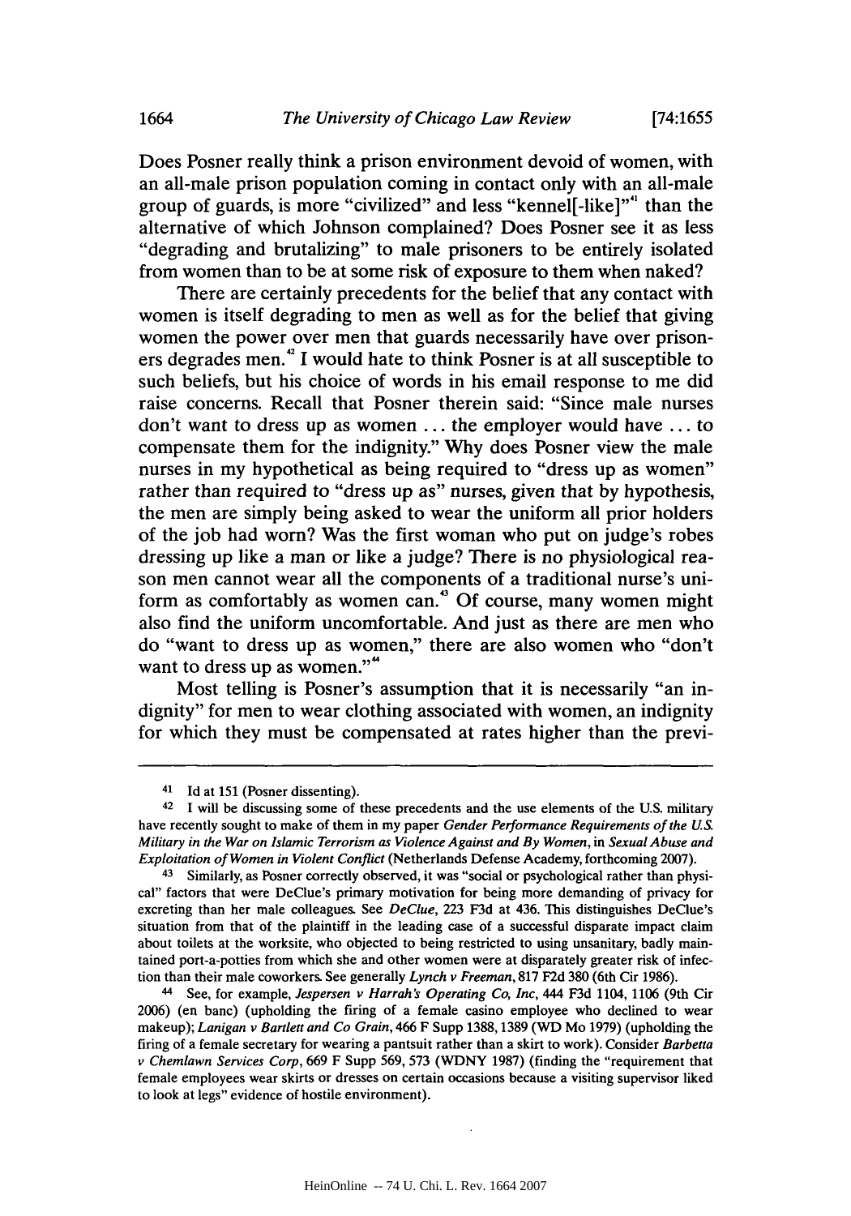Does Posner really think a prison environment devoid of women, with an all-male prison population coming in contact only with an all-male group of guards, is more "civilized" and less "kennel[-like]"[41] than the alternative of which Johnson complained? Does Posner see it as less "degrading and brutalizing" to male prisoners to be entirely isolated from women than to be at some risk of exposure to them when naked?

There are certainly precedents for the belief that any contact with women is itself degrading to men as well as for the belief that giving women the power over men that guards necessarily have over prisoners degrades men.[42] I would hate to think Posner is at all susceptible to such beliefs, but his choice of words in his email response to me did raise concerns. Recall that Posner therein said: "Since male nurses don't want to dress up as women ... the employer would have ... to compensate them for the indignity." Why does Posner view the male nurses in my hypothetical as being required to "dress up as women" rather than required to "dress up as" nurses, given that by hypothesis, the men are simply being asked to wear the uniform all prior holders of the job had worn? Was the first woman who put on judge's robes dressing up like a man or like a judge? There is no physiological reason men cannot wear all the components of a traditional nurse's uniform as comfortably as women can.[43] Of course, many women might also find the uniform uncomfortable. And just as there are men who do "want to dress up as women," there are also women who "don't want to dress up as women."[44]

Most telling is Posner's assumption that it is necessarily "an indignity" for men to wear clothing associated with women, an indignity for which they must be compensated at rates higher than the previ-

---

[41] Id at 151 (Posner dissenting).

[42] I will be discussing some of these precedents and the use elements of the U.S. military have recently sought to make of them in my paper *Gender Performance Requirements of the U.S. Military in the War on Islamic Terrorism as Violence Against and By Women*, in *Sexual Abuse and Exploitation of Women in Violent Conflict* (Netherlands Defense Academy, forthcoming 2007).

[43] Similarly, as Posner correctly observed, it was "social or psychological rather than physical" factors that were DeClue's primary motivation for being more demanding of privacy for excreting than her male colleagues. See *DeClue*, 223 F3d at 436. This distinguishes DeClue's situation from that of the plaintiff in the leading case of a successful disparate impact claim about toilets at the worksite, who objected to being restricted to using unsanitary, badly maintained port-a-potties from which she and other women were at disparately greater risk of infection than their male coworkers. See generally *Lynch v Freeman*, 817 F2d 380 (6th Cir 1986).

[44] See, for example, *Jespersen v Harrah's Operating Co, Inc*, 444 F3d 1104, 1106 (9th Cir 2006) (en banc) (upholding the firing of a female casino employee who declined to wear makeup); *Lanigan v Bartlett and Co Grain*, 466 F Supp 1388, 1389 (WD Mo 1979) (upholding the firing of a female secretary for wearing a pantsuit rather than a skirt to work). Consider *Barbetta v Chemlawn Services Corp*, 669 F Supp 569, 573 (WDNY 1987) (finding the "requirement that female employees wear skirts or dresses on certain occasions because a visiting supervisor liked to look at legs" evidence of hostile environment).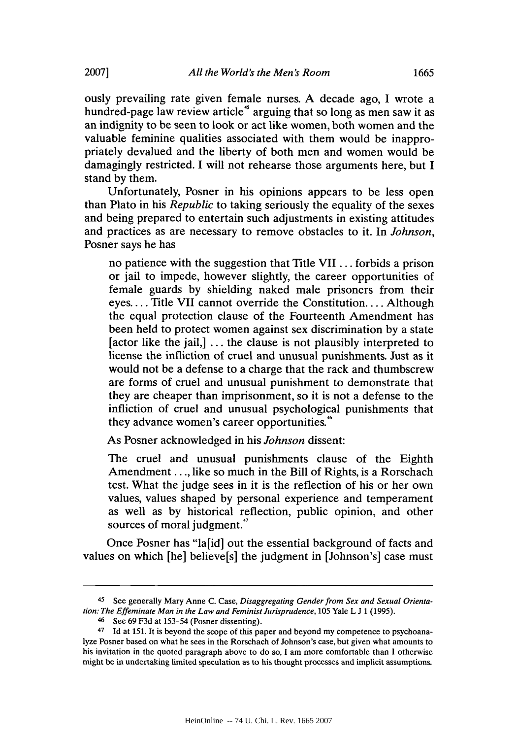ously prevailing rate given female nurses. A decade ago, I wrote a hundred-page law review article[45] arguing that so long as men saw it as an indignity to be seen to look or act like women, both women and the valuable feminine qualities associated with them would be inappropriately devalued and the liberty of both men and women would be damagingly restricted. I will not rehearse those arguments here, but I stand by them.

Unfortunately, Posner in his opinions appears to be less open than Plato in his *Republic* to taking seriously the equality of the sexes and being prepared to entertain such adjustments in existing attitudes and practices as are necessary to remove obstacles to it. In *Johnson*, Posner says he has

> no patience with the suggestion that Title VII . . . forbids a prison or jail to impede, however slightly, the career opportunities of female guards by shielding naked male prisoners from their eyes. . . . Title VII cannot override the Constitution. . . . Although the equal protection clause of the Fourteenth Amendment has been held to protect women against sex discrimination by a state [actor like the jail,] . . . the clause is not plausibly interpreted to license the infliction of cruel and unusual punishments. Just as it would not be a defense to a charge that the rack and thumbscrew are forms of cruel and unusual punishment to demonstrate that they are cheaper than imprisonment, so it is not a defense to the infliction of cruel and unusual psychological punishments that they advance women's career opportunities.[46]

As Posner acknowledged in his *Johnson* dissent:

> The cruel and unusual punishments clause of the Eighth Amendment . . ., like so much in the Bill of Rights, is a Rorschach test. What the judge sees in it is the reflection of his or her own values, values shaped by personal experience and temperament as well as by historical reflection, public opinion, and other sources of moral judgment.[47]

Once Posner has "la[id] out the essential background of facts and values on which [he] believe[s] the judgment in [Johnson's] case must

---

[45] See generally Mary Anne C. Case, *Disaggregating Gender from Sex and Sexual Orientation: The Effeminate Man in the Law and Feminist Jurisprudence*, 105 Yale L J 1 (1995).

[46] See 69 F3d at 153–54 (Posner dissenting).

[47] Id at 151. It is beyond the scope of this paper and beyond my competence to psychoanalyze Posner based on what he sees in the Rorschach of Johnson's case, but given what amounts to his invitation in the quoted paragraph above to do so, I am more comfortable than I otherwise might be in undertaking limited speculation as to his thought processes and implicit assumptions.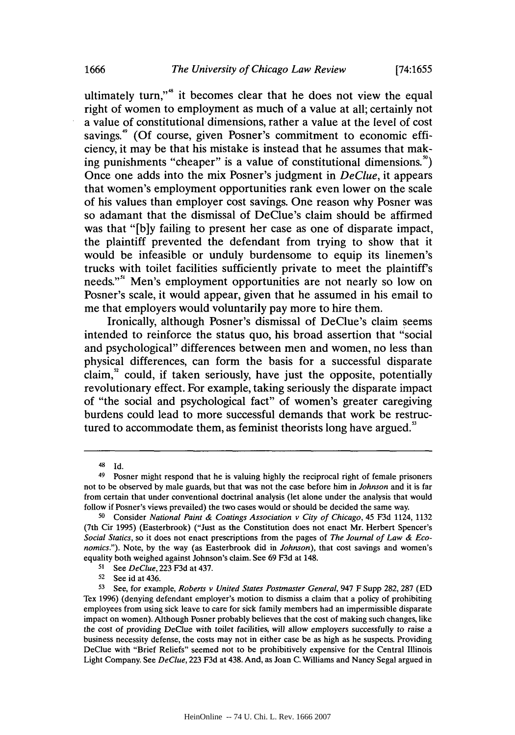ultimately turn,"[48] it becomes clear that he does not view the equal right of women to employment as much of a value at all; certainly not a value of constitutional dimensions, rather a value at the level of cost savings.[49] (Of course, given Posner's commitment to economic efficiency, it may be that his mistake is instead that he assumes that making punishments "cheaper" is a value of constitutional dimensions.[50]) Once one adds into the mix Posner's judgment in *DeClue*, it appears that women's employment opportunities rank even lower on the scale of his values than employer cost savings. One reason why Posner was so adamant that the dismissal of DeClue's claim should be affirmed was that "[b]y failing to present her case as one of disparate impact, the plaintiff prevented the defendant from trying to show that it would be infeasible or unduly burdensome to equip its linemen's trucks with toilet facilities sufficiently private to meet the plaintiff's needs."[51] Men's employment opportunities are not nearly so low on Posner's scale, it would appear, given that he assumed in his email to me that employers would voluntarily pay more to hire them.

Ironically, although Posner's dismissal of DeClue's claim seems intended to reinforce the status quo, his broad assertion that "social and psychological" differences between men and women, no less than physical differences, can form the basis for a successful disparate claim,[52] could, if taken seriously, have just the opposite, potentially revolutionary effect. For example, taking seriously the disparate impact of "the social and psychological fact" of women's greater caregiving burdens could lead to more successful demands that work be restructured to accommodate them, as feminist theorists long have argued.[53]

---

[48] Id.

[49] Posner might respond that he is valuing highly the reciprocal right of female prisoners not to be observed by male guards, but that was not the case before him in *Johnson* and it is far from certain that under conventional doctrinal analysis (let alone under the analysis that would follow if Posner's views prevailed) the two cases would or should be decided the same way.

[50] Consider *National Paint & Coatings Association v City of Chicago*, 45 F3d 1124, 1132 (7th Cir 1995) (Easterbrook) ("Just as the Constitution does not enact Mr. Herbert Spencer's *Social Statics*, so it does not enact prescriptions from the pages of *The Journal of Law & Economics*."). Note, by the way (as Easterbrook did in *Johnson*), that cost savings and women's equality both weighed against Johnson's claim. See 69 F3d at 148.

[51] See *DeClue*, 223 F3d at 437.

[52] See id at 436.

[53] See, for example, *Roberts v United States Postmaster General*, 947 F Supp 282, 287 (ED Tex 1996) (denying defendant employer's motion to dismiss a claim that a policy of prohibiting employees from using sick leave to care for sick family members had an impermissible disparate impact on women). Although Posner probably believes that the cost of making such changes, like the cost of providing DeClue with toilet facilities, will allow employers successfully to raise a business necessity defense, the costs may not in either case be as high as he suspects. Providing DeClue with "Brief Reliefs" seemed not to be prohibitively expensive for the Central Illinois Light Company. See *DeClue*, 223 F3d at 438. And, as Joan C. Williams and Nancy Segal argued in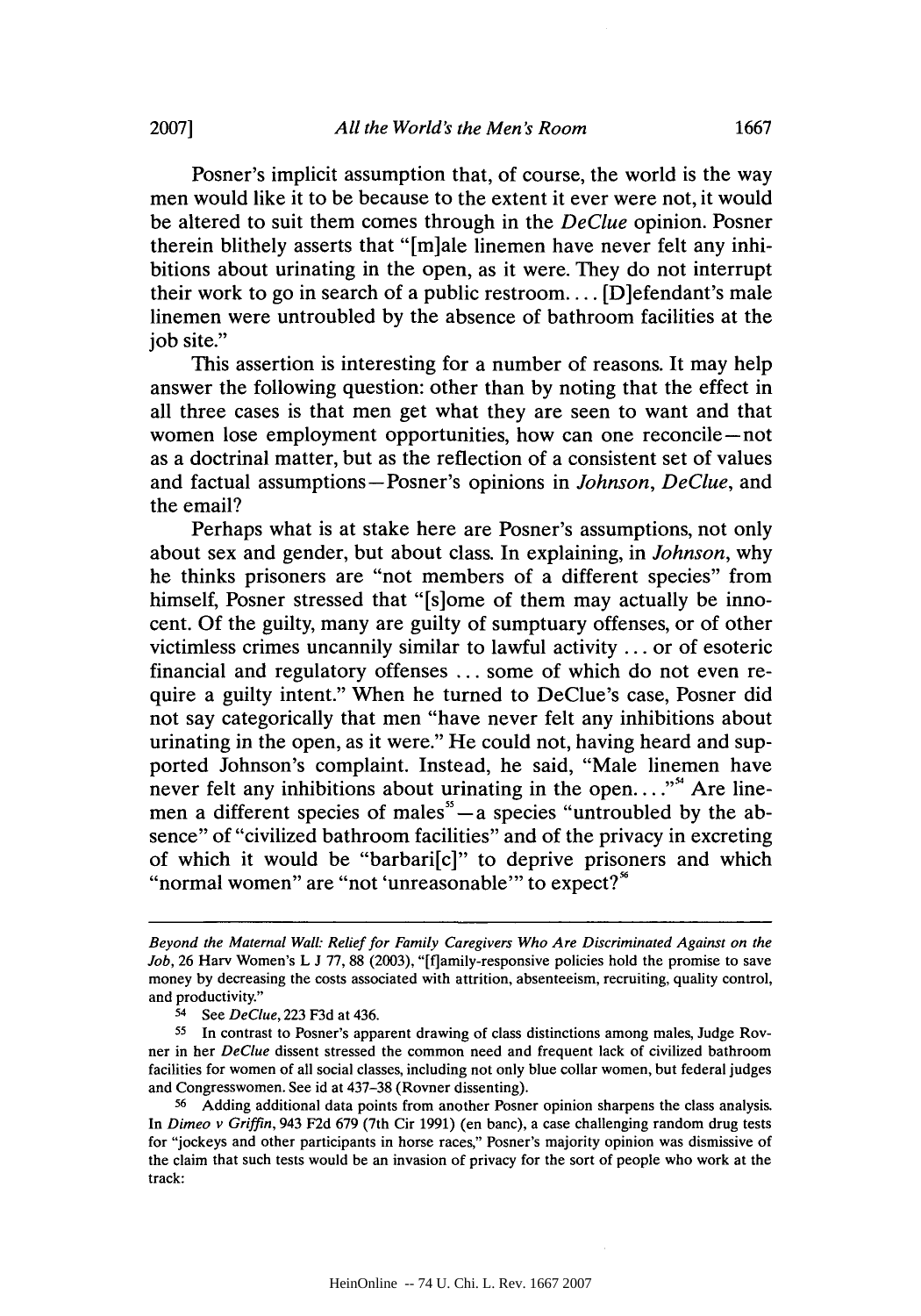Posner's implicit assumption that, of course, the world is the way men would like it to be because to the extent it ever were not, it would be altered to suit them comes through in the *DeClue* opinion. Posner therein blithely asserts that "[m]ale linemen have never felt any inhibitions about urinating in the open, as it were. They do not interrupt their work to go in search of a public restroom.... [D]efendant's male linemen were untroubled by the absence of bathroom facilities at the job site."

This assertion is interesting for a number of reasons. It may help answer the following question: other than by noting that the effect in all three cases is that men get what they are seen to want and that women lose employment opportunities, how can one reconcile—not as a doctrinal matter, but as the reflection of a consistent set of values and factual assumptions—Posner's opinions in *Johnson*, *DeClue*, and the email?

Perhaps what is at stake here are Posner's assumptions, not only about sex and gender, but about class. In explaining, in *Johnson*, why he thinks prisoners are "not members of a different species" from himself, Posner stressed that "[s]ome of them may actually be innocent. Of the guilty, many are guilty of sumptuary offenses, or of other victimless crimes uncannily similar to lawful activity ... or of esoteric financial and regulatory offenses ... some of which do not even require a guilty intent." When he turned to DeClue's case, Posner did not say categorically that men "have never felt any inhibitions about urinating in the open, as it were." He could not, having heard and supported Johnson's complaint. Instead, he said, "Male linemen have never felt any inhibitions about urinating in the open...."[54] Are linemen a different species of males[55]—a species "untroubled by the absence" of "civilized bathroom facilities" and of the privacy in excreting of which it would be "barbari[c]" to deprive prisoners and which "normal women" are "not 'unreasonable'" to expect?[56]

---

*Beyond the Maternal Wall: Relief for Family Caregivers Who Are Discriminated Against on the Job*, 26 Harv Women's L J 77, 88 (2003), "[f]amily-responsive policies hold the promise to save money by decreasing the costs associated with attrition, absenteeism, recruiting, quality control, and productivity."

[54] See *DeClue*, 223 F3d at 436.

[55] In contrast to Posner's apparent drawing of class distinctions among males, Judge Rovner in her *DeClue* dissent stressed the common need and frequent lack of civilized bathroom facilities for women of all social classes, including not only blue collar women, but federal judges and Congresswomen. See id at 437–38 (Rovner dissenting).

[56] Adding additional data points from another Posner opinion sharpens the class analysis. In *Dimeo v Griffin*, 943 F2d 679 (7th Cir 1991) (en banc), a case challenging random drug tests for "jockeys and other participants in horse races," Posner's majority opinion was dismissive of the claim that such tests would be an invasion of privacy for the sort of people who work at the track: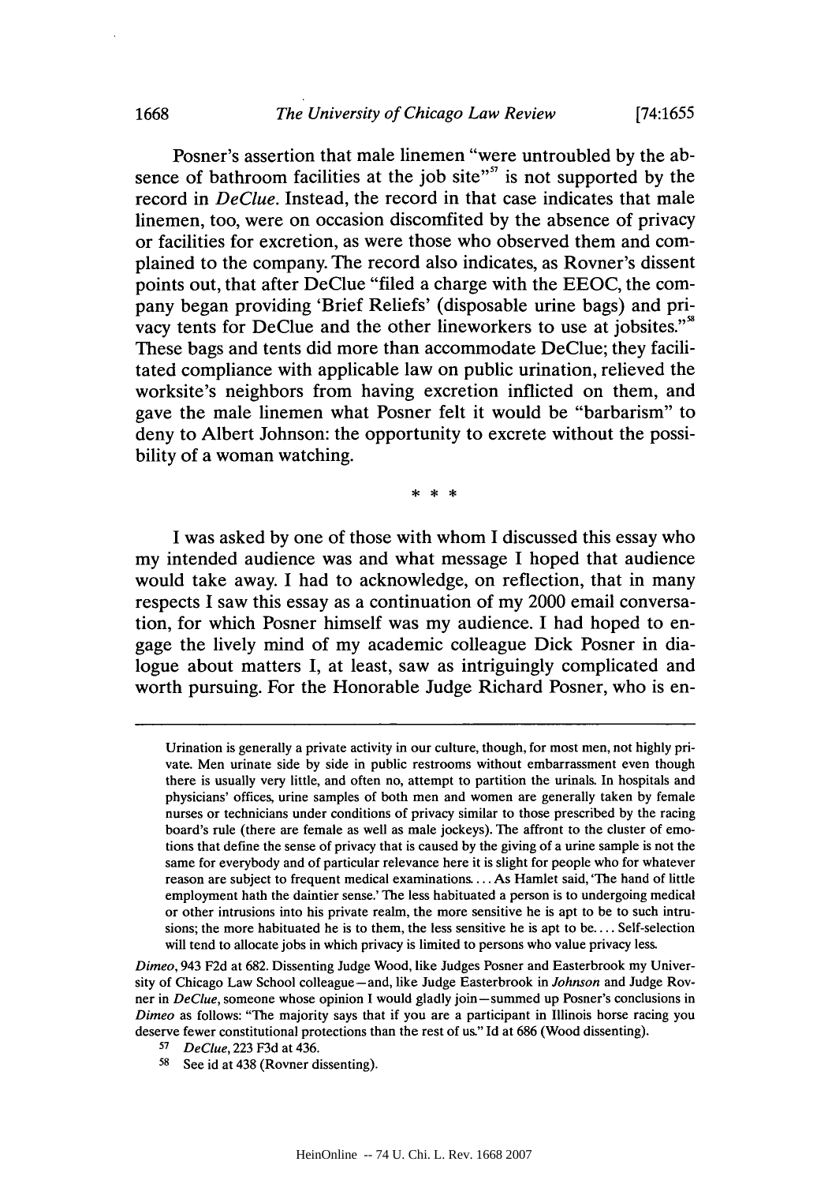Posner's assertion that male linemen "were untroubled by the absence of bathroom facilities at the job site"[57] is not supported by the record in *DeClue*. Instead, the record in that case indicates that male linemen, too, were on occasion discomfited by the absence of privacy or facilities for excretion, as were those who observed them and complained to the company. The record also indicates, as Rovner's dissent points out, that after DeClue "filed a charge with the EEOC, the company began providing 'Brief Reliefs' (disposable urine bags) and privacy tents for DeClue and the other lineworkers to use at jobsites."[58] These bags and tents did more than accommodate DeClue; they facilitated compliance with applicable law on public urination, relieved the worksite's neighbors from having excretion inflicted on them, and gave the male linemen what Posner felt it would be "barbarism" to deny to Albert Johnson: the opportunity to excrete without the possibility of a woman watching.

\* \* \*

I was asked by one of those with whom I discussed this essay who my intended audience was and what message I hoped that audience would take away. I had to acknowledge, on reflection, that in many respects I saw this essay as a continuation of my 2000 email conversation, for which Posner himself was my audience. I had hoped to engage the lively mind of my academic colleague Dick Posner in dialogue about matters I, at least, saw as intriguingly complicated and worth pursuing. For the Honorable Judge Richard Posner, who is en-

---

Urination is generally a private activity in our culture, though, for most men, not highly private. Men urinate side by side in public restrooms without embarrassment even though there is usually very little, and often no, attempt to partition the urinals. In hospitals and physicians' offices, urine samples of both men and women are generally taken by female nurses or technicians under conditions of privacy similar to those prescribed by the racing board's rule (there are female as well as male jockeys). The affront to the cluster of emotions that define the sense of privacy that is caused by the giving of a urine sample is not the same for everybody and of particular relevance here it is slight for people who for whatever reason are subject to frequent medical examinations.... As Hamlet said, 'The hand of little employment hath the daintier sense.' The less habituated a person is to undergoing medical or other intrusions into his private realm, the more sensitive he is apt to be to such intrusions; the more habituated he is to them, the less sensitive he is apt to be.... Self-selection will tend to allocate jobs in which privacy is limited to persons who value privacy less.

*Dimeo*, 943 F2d at 682. Dissenting Judge Wood, like Judges Posner and Easterbrook my University of Chicago Law School colleague—and, like Judge Easterbrook in *Johnson* and Judge Rovner in *DeClue*, someone whose opinion I would gladly join—summed up Posner's conclusions in *Dimeo* as follows: "The majority says that if you are a participant in Illinois horse racing you deserve fewer constitutional protections than the rest of us." Id at 686 (Wood dissenting).

[57] *DeClue*, 223 F3d at 436.

[58] See id at 438 (Rovner dissenting).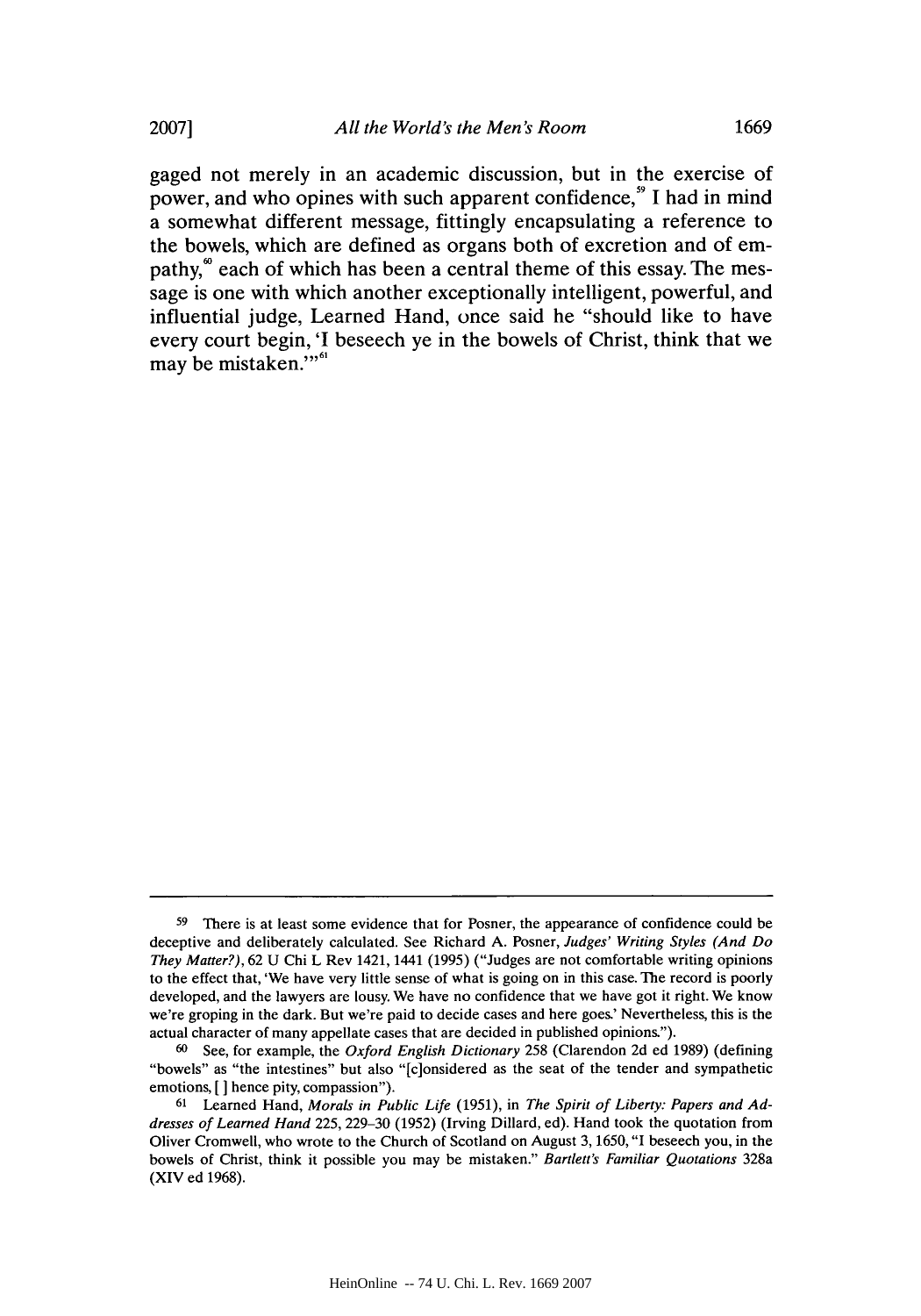gaged not merely in an academic discussion, but in the exercise of power, and who opines with such apparent confidence,[59] I had in mind a somewhat different message, fittingly encapsulating a reference to the bowels, which are defined as organs both of excretion and of empathy,[60] each of which has been a central theme of this essay. The message is one with which another exceptionally intelligent, powerful, and influential judge, Learned Hand, once said he "should like to have every court begin, 'I beseech ye in the bowels of Christ, think that we may be mistaken.'"[61]

---

59 There is at least some evidence that for Posner, the appearance of confidence could be deceptive and deliberately calculated. See Richard A. Posner, *Judges' Writing Styles (And Do They Matter?)*, 62 U Chi L Rev 1421, 1441 (1995) ("Judges are not comfortable writing opinions to the effect that, 'We have very little sense of what is going on in this case. The record is poorly developed, and the lawyers are lousy. We have no confidence that we have got it right. We know we're groping in the dark. But we're paid to decide cases and here goes.' Nevertheless, this is the actual character of many appellate cases that are decided in published opinions.").

60 See, for example, the *Oxford English Dictionary* 258 (Clarendon 2d ed 1989) (defining "bowels" as "the intestines" but also "[c]onsidered as the seat of the tender and sympathetic emotions, [ ] hence pity, compassion").

61 Learned Hand, *Morals in Public Life* (1951), in *The Spirit of Liberty: Papers and Addresses of Learned Hand* 225, 229–30 (1952) (Irving Dillard, ed). Hand took the quotation from Oliver Cromwell, who wrote to the Church of Scotland on August 3, 1650, "I beseech you, in the bowels of Christ, think it possible you may be mistaken." *Bartlett's Familiar Quotations* 328a (XIV ed 1968).